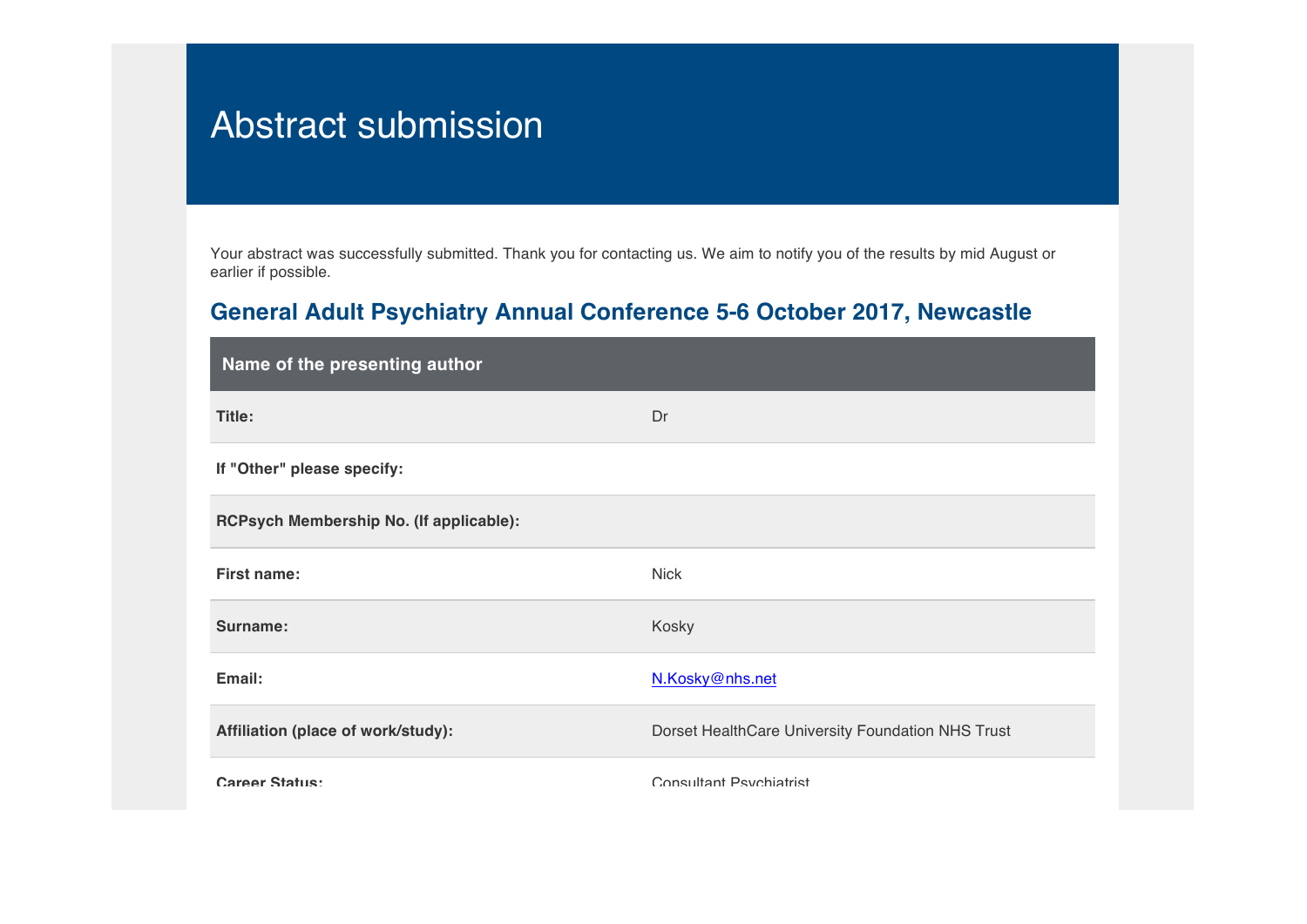# Abstract submission

Your abstract was successfully submitted. Thank you for contacting us. We aim to notify you of the results by mid August or earlier if possible.

## General Adult Psychiatry Annual Conference 5-6 October 2017, Newcastle

| Name of the presenting author | |
|---|---|
| **Title:** | Dr |
| **If "Other" please specify:** | |
| **RCPsych Membership No. (If applicable):** | |
| **First name:** | Nick |
| **Surname:** | Kosky |
| **Email:** | N.Kosky@nhs.net |
| **Affiliation (place of work/study):** | Dorset HealthCare University Foundation NHS Trust |
| **Career Status:** | Consultant Psychiatrist |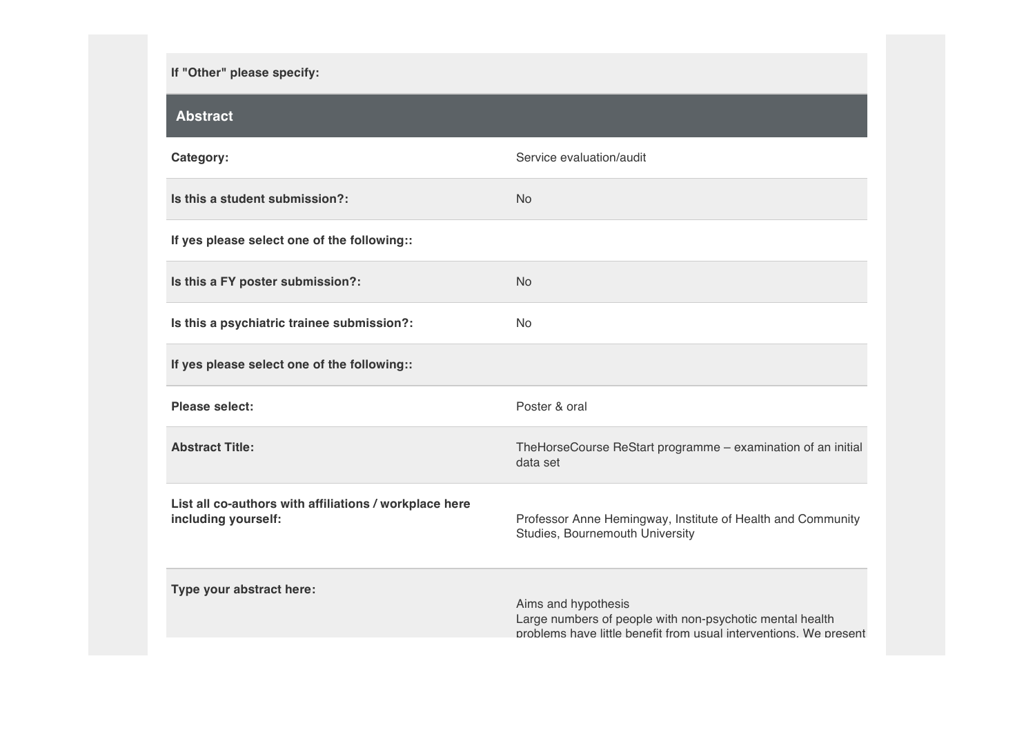| | |
|---|---|
| **If "Other" please specify:** | |

## Abstract

| | |
|---|---|
| **Category:** | Service evaluation/audit |
| **Is this a student submission?:** | No |
| **If yes please select one of the following::** | |
| **Is this a FY poster submission?:** | No |
| **Is this a psychiatric trainee submission?:** | No |
| **If yes please select one of the following::** | |
| **Please select:** | Poster & oral |
| **Abstract Title:** | TheHorseCourse ReStart programme – examination of an initial data set |
| **List all co-authors with affiliations / workplace here including yourself:** | Professor Anne Hemingway, Institute of Health and Community Studies, Bournemouth University |
| **Type your abstract here:** | Aims and hypothesis<br>Large numbers of people with non-psychotic mental health problems have little benefit from usual interventions. We present |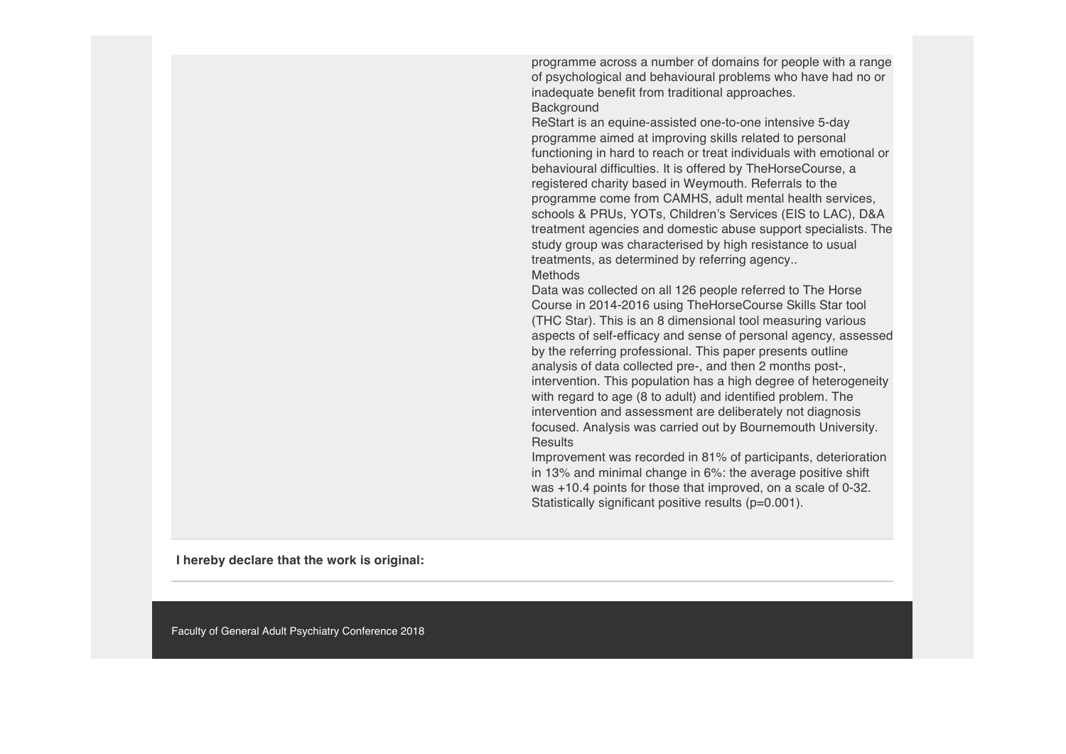programme across a number of domains for people with a range of psychological and behavioural problems who have had no or inadequate benefit from traditional approaches.

Background

ReStart is an equine-assisted one-to-one intensive 5-day programme aimed at improving skills related to personal functioning in hard to reach or treat individuals with emotional or behavioural difficulties. It is offered by TheHorseCourse, a registered charity based in Weymouth. Referrals to the programme come from CAMHS, adult mental health services, schools & PRUs, YOTs, Children's Services (EIS to LAC), D&A treatment agencies and domestic abuse support specialists. The study group was characterised by high resistance to usual treatments, as determined by referring agency..

Methods

Data was collected on all 126 people referred to The Horse Course in 2014-2016 using TheHorseCourse Skills Star tool (THC Star). This is an 8 dimensional tool measuring various aspects of self-efficacy and sense of personal agency, assessed by the referring professional. This paper presents outline analysis of data collected pre-, and then 2 months post-, intervention. This population has a high degree of heterogeneity with regard to age (8 to adult) and identified problem. The intervention and assessment are deliberately not diagnosis focused. Analysis was carried out by Bournemouth University.

Results

Improvement was recorded in 81% of participants, deterioration in 13% and minimal change in 6%: the average positive shift was +10.4 points for those that improved, on a scale of 0-32. Statistically significant positive results ($p=0.001$).

**I hereby declare that the work is original:**